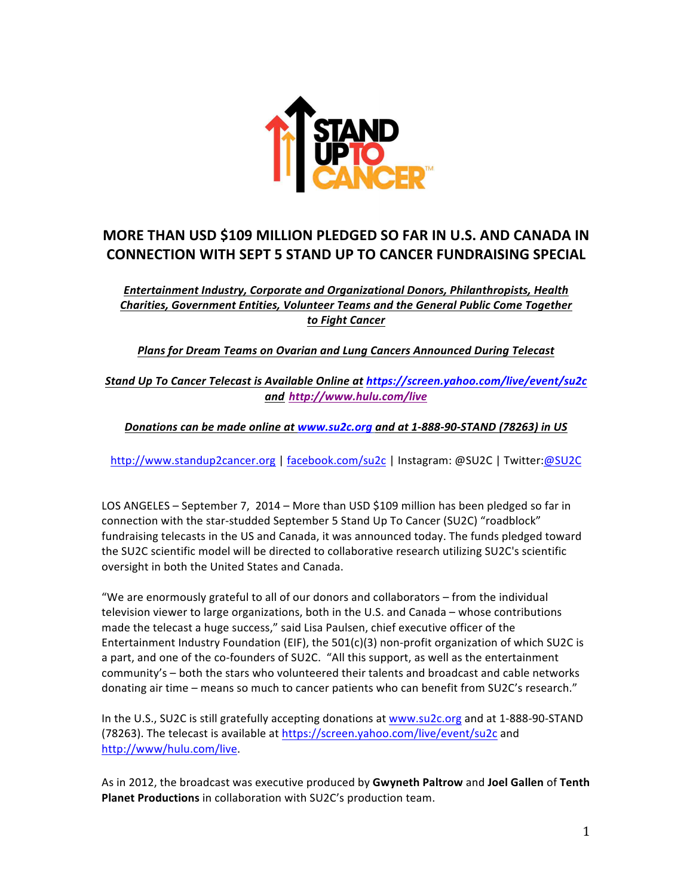# MORE THAN USD $109 MILLION PLEDGED SO FAR IN U.S. AND CANADA IN CONNECTION WITH SEPT 5 STAND UP TO CANCER FUNDRAISING SPECIAL

***Entertainment Industry, Corporate and Organizational Donors, Philanthropists, Health Charities, Government Entities, Volunteer Teams and the General Public Come Together to Fight Cancer***

***Plans for Dream Teams on Ovarian and Lung Cancers Announced During Telecast***

***Stand Up To Cancer Telecast is Available Online at https://screen.yahoo.com/live/event/su2c and http://www.hulu.com/live***

***Donations can be made online at www.su2c.org and at 1-888-90-STAND (78263) in US***

http://www.standup2cancer.org | facebook.com/su2c | Instagram: @SU2C | Twitter:@SU2C

LOS ANGELES – September 7, 2014 – More than USD $109 million has been pledged so far in connection with the star-studded September 5 Stand Up To Cancer (SU2C) "roadblock" fundraising telecasts in the US and Canada, it was announced today. The funds pledged toward the SU2C scientific model will be directed to collaborative research utilizing SU2C's scientific oversight in both the United States and Canada.

"We are enormously grateful to all of our donors and collaborators – from the individual television viewer to large organizations, both in the U.S. and Canada – whose contributions made the telecast a huge success," said Lisa Paulsen, chief executive officer of the Entertainment Industry Foundation (EIF), the 501(c)(3) non-profit organization of which SU2C is a part, and one of the co-founders of SU2C. "All this support, as well as the entertainment community's – both the stars who volunteered their talents and broadcast and cable networks donating air time – means so much to cancer patients who can benefit from SU2C's research."

In the U.S., SU2C is still gratefully accepting donations at www.su2c.org and at 1-888-90-STAND (78263). The telecast is available at https://screen.yahoo.com/live/event/su2c and http://www/hulu.com/live.

As in 2012, the broadcast was executive produced by **Gwyneth Paltrow** and **Joel Gallen** of **Tenth Planet Productions** in collaboration with SU2C's production team.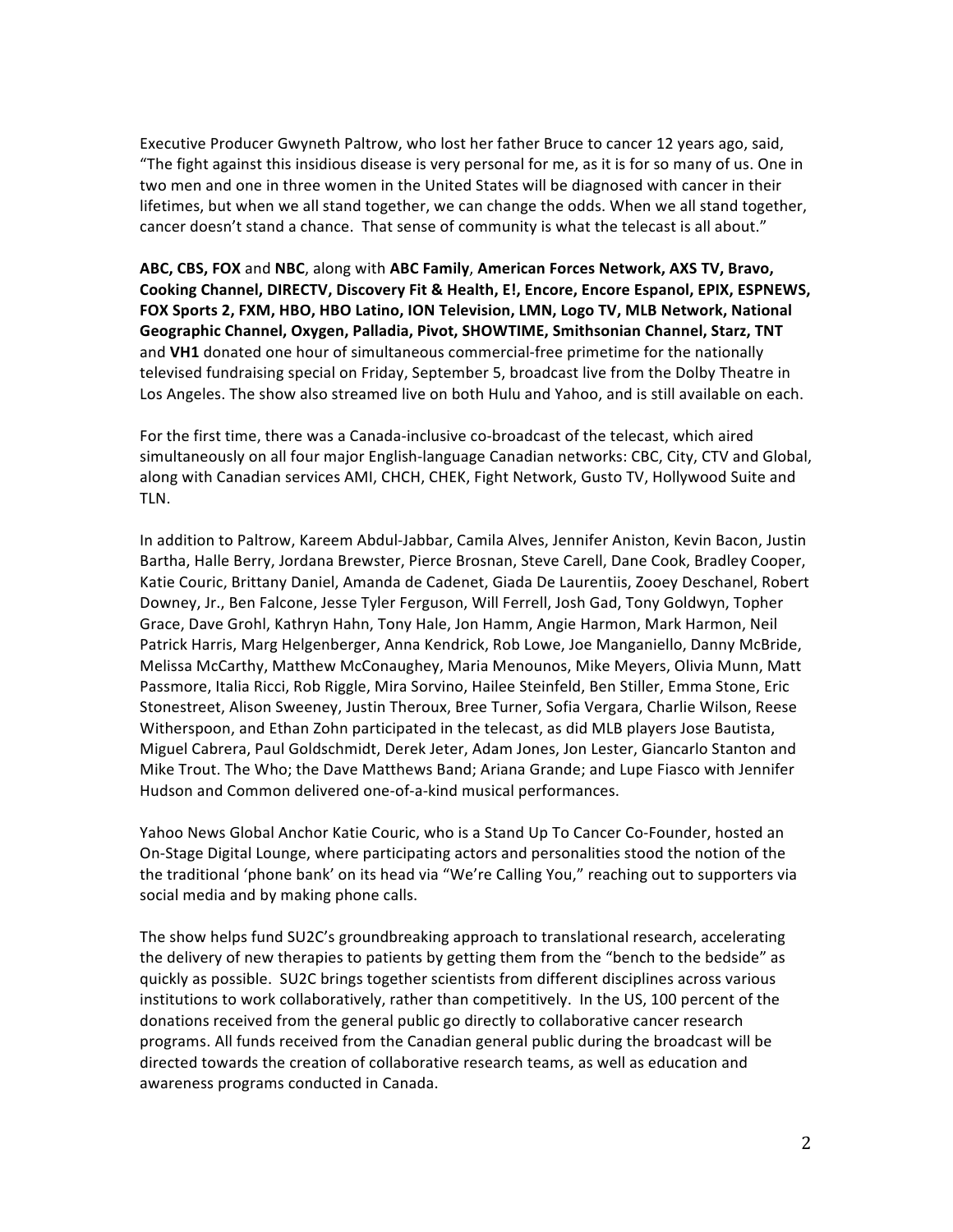Executive Producer Gwyneth Paltrow, who lost her father Bruce to cancer 12 years ago, said, "The fight against this insidious disease is very personal for me, as it is for so many of us. One in two men and one in three women in the United States will be diagnosed with cancer in their lifetimes, but when we all stand together, we can change the odds. When we all stand together, cancer doesn't stand a chance. That sense of community is what the telecast is all about."

**ABC, CBS, FOX** and **NBC**, along with **ABC Family**, **American Forces Network, AXS TV, Bravo, Cooking Channel, DIRECTV, Discovery Fit & Health, E!, Encore, Encore Espanol, EPIX, ESPNEWS, FOX Sports 2, FXM, HBO, HBO Latino, ION Television, LMN, Logo TV, MLB Network, National Geographic Channel, Oxygen, Palladia, Pivot, SHOWTIME, Smithsonian Channel, Starz, TNT** and **VH1** donated one hour of simultaneous commercial-free primetime for the nationally televised fundraising special on Friday, September 5, broadcast live from the Dolby Theatre in Los Angeles. The show also streamed live on both Hulu and Yahoo, and is still available on each.

For the first time, there was a Canada-inclusive co-broadcast of the telecast, which aired simultaneously on all four major English-language Canadian networks: CBC, City, CTV and Global, along with Canadian services AMI, CHCH, CHEK, Fight Network, Gusto TV, Hollywood Suite and TLN.

In addition to Paltrow, Kareem Abdul-Jabbar, Camila Alves, Jennifer Aniston, Kevin Bacon, Justin Bartha, Halle Berry, Jordana Brewster, Pierce Brosnan, Steve Carell, Dane Cook, Bradley Cooper, Katie Couric, Brittany Daniel, Amanda de Cadenet, Giada De Laurentiis, Zooey Deschanel, Robert Downey, Jr., Ben Falcone, Jesse Tyler Ferguson, Will Ferrell, Josh Gad, Tony Goldwyn, Topher Grace, Dave Grohl, Kathryn Hahn, Tony Hale, Jon Hamm, Angie Harmon, Mark Harmon, Neil Patrick Harris, Marg Helgenberger, Anna Kendrick, Rob Lowe, Joe Manganiello, Danny McBride, Melissa McCarthy, Matthew McConaughey, Maria Menounos, Mike Meyers, Olivia Munn, Matt Passmore, Italia Ricci, Rob Riggle, Mira Sorvino, Hailee Steinfeld, Ben Stiller, Emma Stone, Eric Stonestreet, Alison Sweeney, Justin Theroux, Bree Turner, Sofia Vergara, Charlie Wilson, Reese Witherspoon, and Ethan Zohn participated in the telecast, as did MLB players Jose Bautista, Miguel Cabrera, Paul Goldschmidt, Derek Jeter, Adam Jones, Jon Lester, Giancarlo Stanton and Mike Trout. The Who; the Dave Matthews Band; Ariana Grande; and Lupe Fiasco with Jennifer Hudson and Common delivered one-of-a-kind musical performances.

Yahoo News Global Anchor Katie Couric, who is a Stand Up To Cancer Co-Founder, hosted an On-Stage Digital Lounge, where participating actors and personalities stood the notion of the the traditional 'phone bank' on its head via "We're Calling You," reaching out to supporters via social media and by making phone calls.

The show helps fund SU2C's groundbreaking approach to translational research, accelerating the delivery of new therapies to patients by getting them from the "bench to the bedside" as quickly as possible. SU2C brings together scientists from different disciplines across various institutions to work collaboratively, rather than competitively. In the US, 100 percent of the donations received from the general public go directly to collaborative cancer research programs. All funds received from the Canadian general public during the broadcast will be directed towards the creation of collaborative research teams, as well as education and awareness programs conducted in Canada.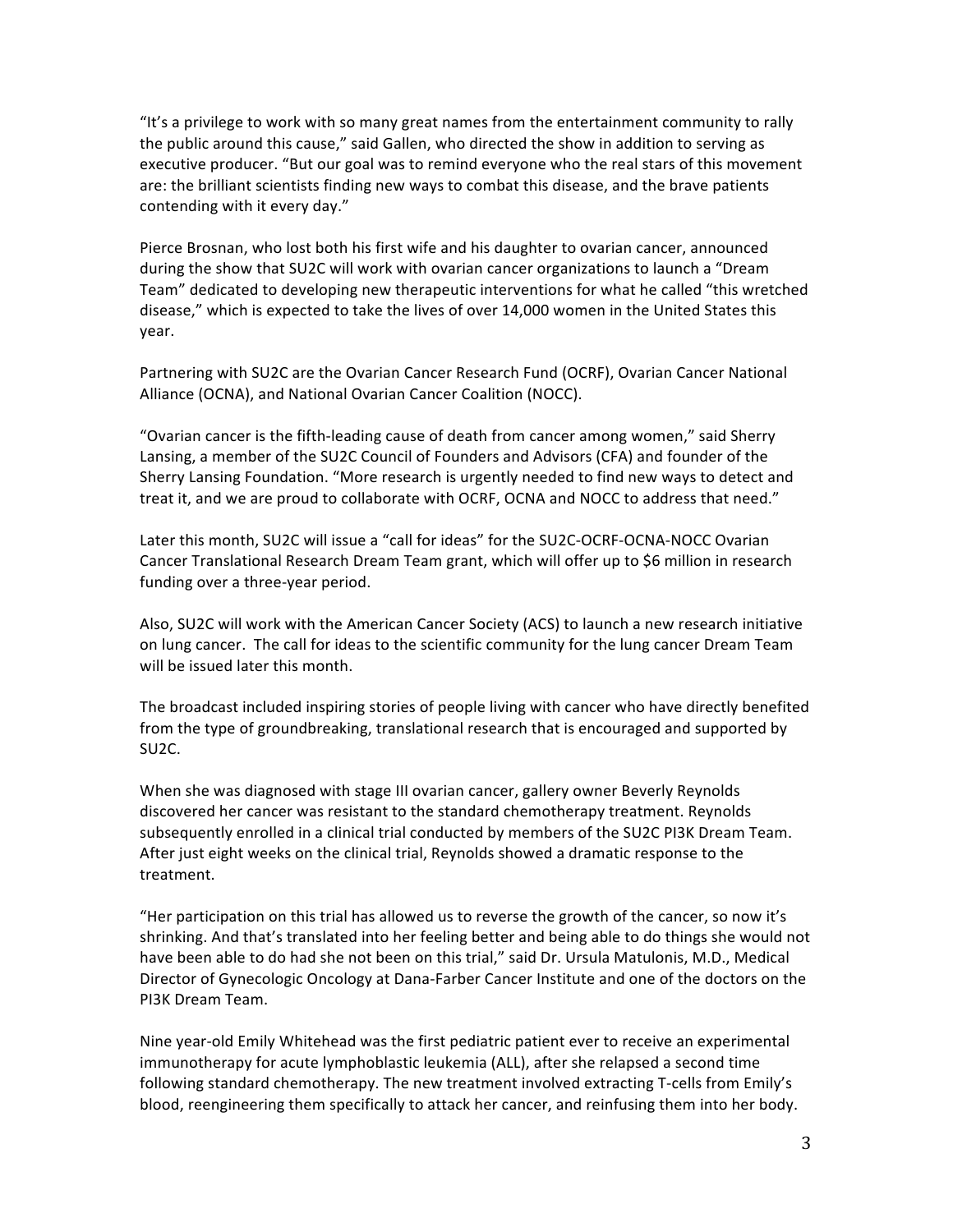"It's a privilege to work with so many great names from the entertainment community to rally the public around this cause," said Gallen, who directed the show in addition to serving as executive producer. "But our goal was to remind everyone who the real stars of this movement are: the brilliant scientists finding new ways to combat this disease, and the brave patients contending with it every day."

Pierce Brosnan, who lost both his first wife and his daughter to ovarian cancer, announced during the show that SU2C will work with ovarian cancer organizations to launch a "Dream Team" dedicated to developing new therapeutic interventions for what he called "this wretched disease," which is expected to take the lives of over 14,000 women in the United States this year.

Partnering with SU2C are the Ovarian Cancer Research Fund (OCRF), Ovarian Cancer National Alliance (OCNA), and National Ovarian Cancer Coalition (NOCC).

"Ovarian cancer is the fifth-leading cause of death from cancer among women," said Sherry Lansing, a member of the SU2C Council of Founders and Advisors (CFA) and founder of the Sherry Lansing Foundation. "More research is urgently needed to find new ways to detect and treat it, and we are proud to collaborate with OCRF, OCNA and NOCC to address that need."

Later this month, SU2C will issue a "call for ideas" for the SU2C-OCRF-OCNA-NOCC Ovarian Cancer Translational Research Dream Team grant, which will offer up to $6 million in research funding over a three-year period.

Also, SU2C will work with the American Cancer Society (ACS) to launch a new research initiative on lung cancer. The call for ideas to the scientific community for the lung cancer Dream Team will be issued later this month.

The broadcast included inspiring stories of people living with cancer who have directly benefited from the type of groundbreaking, translational research that is encouraged and supported by SU2C.

When she was diagnosed with stage III ovarian cancer, gallery owner Beverly Reynolds discovered her cancer was resistant to the standard chemotherapy treatment. Reynolds subsequently enrolled in a clinical trial conducted by members of the SU2C PI3K Dream Team. After just eight weeks on the clinical trial, Reynolds showed a dramatic response to the treatment.

"Her participation on this trial has allowed us to reverse the growth of the cancer, so now it's shrinking. And that's translated into her feeling better and being able to do things she would not have been able to do had she not been on this trial," said Dr. Ursula Matulonis, M.D., Medical Director of Gynecologic Oncology at Dana-Farber Cancer Institute and one of the doctors on the PI3K Dream Team.

Nine year-old Emily Whitehead was the first pediatric patient ever to receive an experimental immunotherapy for acute lymphoblastic leukemia (ALL), after she relapsed a second time following standard chemotherapy. The new treatment involved extracting T-cells from Emily's blood, reengineering them specifically to attack her cancer, and reinfusing them into her body.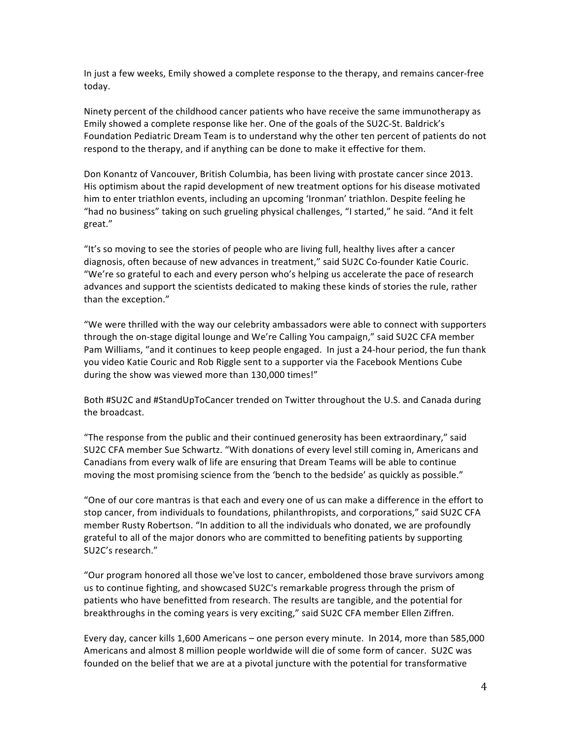In just a few weeks, Emily showed a complete response to the therapy, and remains cancer-free today.

Ninety percent of the childhood cancer patients who have receive the same immunotherapy as Emily showed a complete response like her. One of the goals of the SU2C-St. Baldrick's Foundation Pediatric Dream Team is to understand why the other ten percent of patients do not respond to the therapy, and if anything can be done to make it effective for them.

Don Konantz of Vancouver, British Columbia, has been living with prostate cancer since 2013. His optimism about the rapid development of new treatment options for his disease motivated him to enter triathlon events, including an upcoming 'Ironman' triathlon. Despite feeling he "had no business" taking on such grueling physical challenges, "I started," he said. "And it felt great."

"It's so moving to see the stories of people who are living full, healthy lives after a cancer diagnosis, often because of new advances in treatment," said SU2C Co-founder Katie Couric. "We're so grateful to each and every person who's helping us accelerate the pace of research advances and support the scientists dedicated to making these kinds of stories the rule, rather than the exception."

"We were thrilled with the way our celebrity ambassadors were able to connect with supporters through the on-stage digital lounge and We're Calling You campaign," said SU2C CFA member Pam Williams, "and it continues to keep people engaged. In just a 24-hour period, the fun thank you video Katie Couric and Rob Riggle sent to a supporter via the Facebook Mentions Cube during the show was viewed more than 130,000 times!"

Both #SU2C and #StandUpToCancer trended on Twitter throughout the U.S. and Canada during the broadcast.

"The response from the public and their continued generosity has been extraordinary," said SU2C CFA member Sue Schwartz. "With donations of every level still coming in, Americans and Canadians from every walk of life are ensuring that Dream Teams will be able to continue moving the most promising science from the 'bench to the bedside' as quickly as possible."

"One of our core mantras is that each and every one of us can make a difference in the effort to stop cancer, from individuals to foundations, philanthropists, and corporations," said SU2C CFA member Rusty Robertson. "In addition to all the individuals who donated, we are profoundly grateful to all of the major donors who are committed to benefiting patients by supporting SU2C's research."

"Our program honored all those we've lost to cancer, emboldened those brave survivors among us to continue fighting, and showcased SU2C's remarkable progress through the prism of patients who have benefitted from research. The results are tangible, and the potential for breakthroughs in the coming years is very exciting," said SU2C CFA member Ellen Ziffren.

Every day, cancer kills 1,600 Americans – one person every minute. In 2014, more than 585,000 Americans and almost 8 million people worldwide will die of some form of cancer. SU2C was founded on the belief that we are at a pivotal juncture with the potential for transformative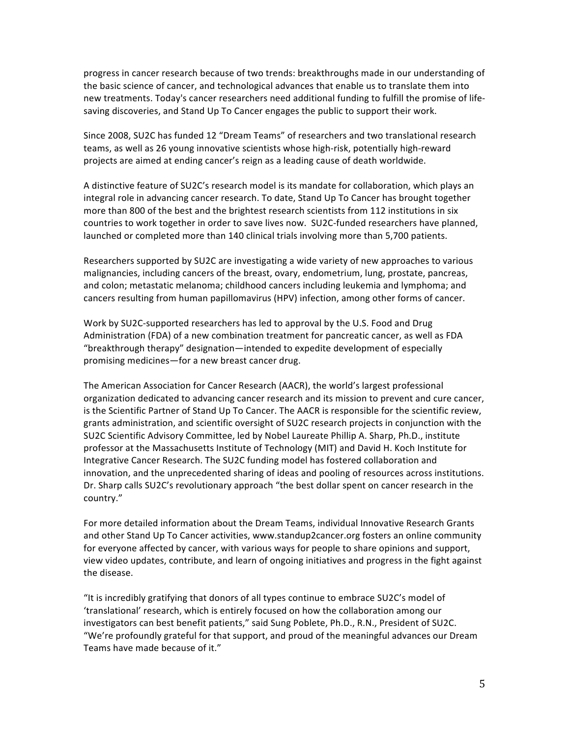progress in cancer research because of two trends: breakthroughs made in our understanding of the basic science of cancer, and technological advances that enable us to translate them into new treatments. Today's cancer researchers need additional funding to fulfill the promise of life-saving discoveries, and Stand Up To Cancer engages the public to support their work.

Since 2008, SU2C has funded 12 "Dream Teams" of researchers and two translational research teams, as well as 26 young innovative scientists whose high-risk, potentially high-reward projects are aimed at ending cancer's reign as a leading cause of death worldwide.

A distinctive feature of SU2C's research model is its mandate for collaboration, which plays an integral role in advancing cancer research. To date, Stand Up To Cancer has brought together more than 800 of the best and the brightest research scientists from 112 institutions in six countries to work together in order to save lives now. SU2C-funded researchers have planned, launched or completed more than 140 clinical trials involving more than 5,700 patients.

Researchers supported by SU2C are investigating a wide variety of new approaches to various malignancies, including cancers of the breast, ovary, endometrium, lung, prostate, pancreas, and colon; metastatic melanoma; childhood cancers including leukemia and lymphoma; and cancers resulting from human papillomavirus (HPV) infection, among other forms of cancer.

Work by SU2C-supported researchers has led to approval by the U.S. Food and Drug Administration (FDA) of a new combination treatment for pancreatic cancer, as well as FDA "breakthrough therapy" designation—intended to expedite development of especially promising medicines—for a new breast cancer drug.

The American Association for Cancer Research (AACR), the world's largest professional organization dedicated to advancing cancer research and its mission to prevent and cure cancer, is the Scientific Partner of Stand Up To Cancer. The AACR is responsible for the scientific review, grants administration, and scientific oversight of SU2C research projects in conjunction with the SU2C Scientific Advisory Committee, led by Nobel Laureate Phillip A. Sharp, Ph.D., institute professor at the Massachusetts Institute of Technology (MIT) and David H. Koch Institute for Integrative Cancer Research. The SU2C funding model has fostered collaboration and innovation, and the unprecedented sharing of ideas and pooling of resources across institutions. Dr. Sharp calls SU2C's revolutionary approach "the best dollar spent on cancer research in the country."

For more detailed information about the Dream Teams, individual Innovative Research Grants and other Stand Up To Cancer activities, www.standup2cancer.org fosters an online community for everyone affected by cancer, with various ways for people to share opinions and support, view video updates, contribute, and learn of ongoing initiatives and progress in the fight against the disease.

"It is incredibly gratifying that donors of all types continue to embrace SU2C's model of 'translational' research, which is entirely focused on how the collaboration among our investigators can best benefit patients," said Sung Poblete, Ph.D., R.N., President of SU2C. "We're profoundly grateful for that support, and proud of the meaningful advances our Dream Teams have made because of it."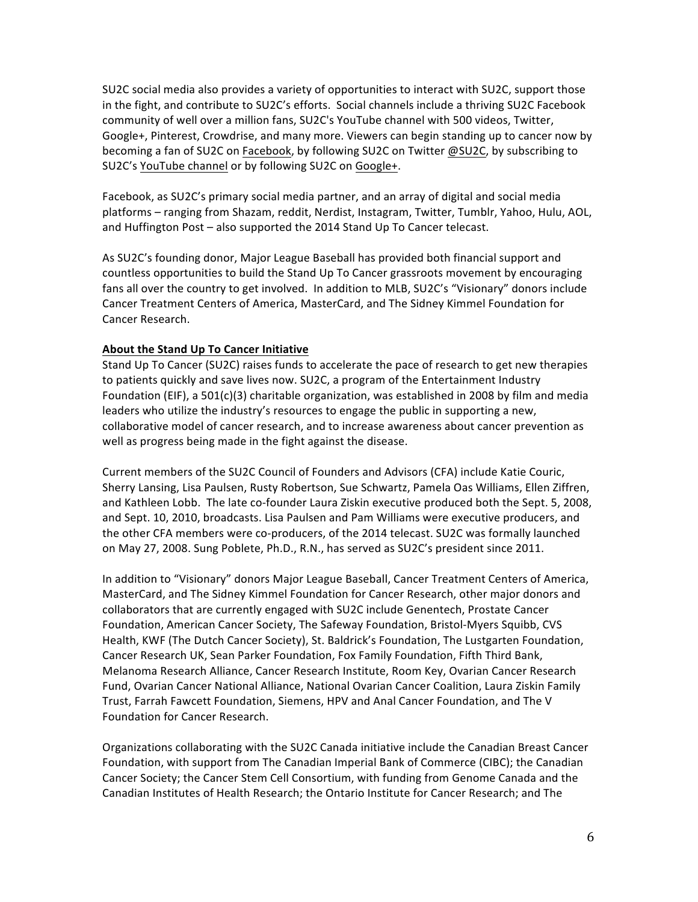SU2C social media also provides a variety of opportunities to interact with SU2C, support those in the fight, and contribute to SU2C's efforts. Social channels include a thriving SU2C Facebook community of well over a million fans, SU2C's YouTube channel with 500 videos, Twitter, Google+, Pinterest, Crowdrise, and many more. Viewers can begin standing up to cancer now by becoming a fan of SU2C on Facebook, by following SU2C on Twitter @SU2C, by subscribing to SU2C's YouTube channel or by following SU2C on Google+.

Facebook, as SU2C's primary social media partner, and an array of digital and social media platforms – ranging from Shazam, reddit, Nerdist, Instagram, Twitter, Tumblr, Yahoo, Hulu, AOL, and Huffington Post – also supported the 2014 Stand Up To Cancer telecast.

As SU2C's founding donor, Major League Baseball has provided both financial support and countless opportunities to build the Stand Up To Cancer grassroots movement by encouraging fans all over the country to get involved. In addition to MLB, SU2C's "Visionary" donors include Cancer Treatment Centers of America, MasterCard, and The Sidney Kimmel Foundation for Cancer Research.

**About the Stand Up To Cancer Initiative**

Stand Up To Cancer (SU2C) raises funds to accelerate the pace of research to get new therapies to patients quickly and save lives now. SU2C, a program of the Entertainment Industry Foundation (EIF), a 501(c)(3) charitable organization, was established in 2008 by film and media leaders who utilize the industry's resources to engage the public in supporting a new, collaborative model of cancer research, and to increase awareness about cancer prevention as well as progress being made in the fight against the disease.

Current members of the SU2C Council of Founders and Advisors (CFA) include Katie Couric, Sherry Lansing, Lisa Paulsen, Rusty Robertson, Sue Schwartz, Pamela Oas Williams, Ellen Ziffren, and Kathleen Lobb. The late co-founder Laura Ziskin executive produced both the Sept. 5, 2008, and Sept. 10, 2010, broadcasts. Lisa Paulsen and Pam Williams were executive producers, and the other CFA members were co-producers, of the 2014 telecast. SU2C was formally launched on May 27, 2008. Sung Poblete, Ph.D., R.N., has served as SU2C's president since 2011.

In addition to "Visionary" donors Major League Baseball, Cancer Treatment Centers of America, MasterCard, and The Sidney Kimmel Foundation for Cancer Research, other major donors and collaborators that are currently engaged with SU2C include Genentech, Prostate Cancer Foundation, American Cancer Society, The Safeway Foundation, Bristol-Myers Squibb, CVS Health, KWF (The Dutch Cancer Society), St. Baldrick's Foundation, The Lustgarten Foundation, Cancer Research UK, Sean Parker Foundation, Fox Family Foundation, Fifth Third Bank, Melanoma Research Alliance, Cancer Research Institute, Room Key, Ovarian Cancer Research Fund, Ovarian Cancer National Alliance, National Ovarian Cancer Coalition, Laura Ziskin Family Trust, Farrah Fawcett Foundation, Siemens, HPV and Anal Cancer Foundation, and The V Foundation for Cancer Research.

Organizations collaborating with the SU2C Canada initiative include the Canadian Breast Cancer Foundation, with support from The Canadian Imperial Bank of Commerce (CIBC); the Canadian Cancer Society; the Cancer Stem Cell Consortium, with funding from Genome Canada and the Canadian Institutes of Health Research; the Ontario Institute for Cancer Research; and The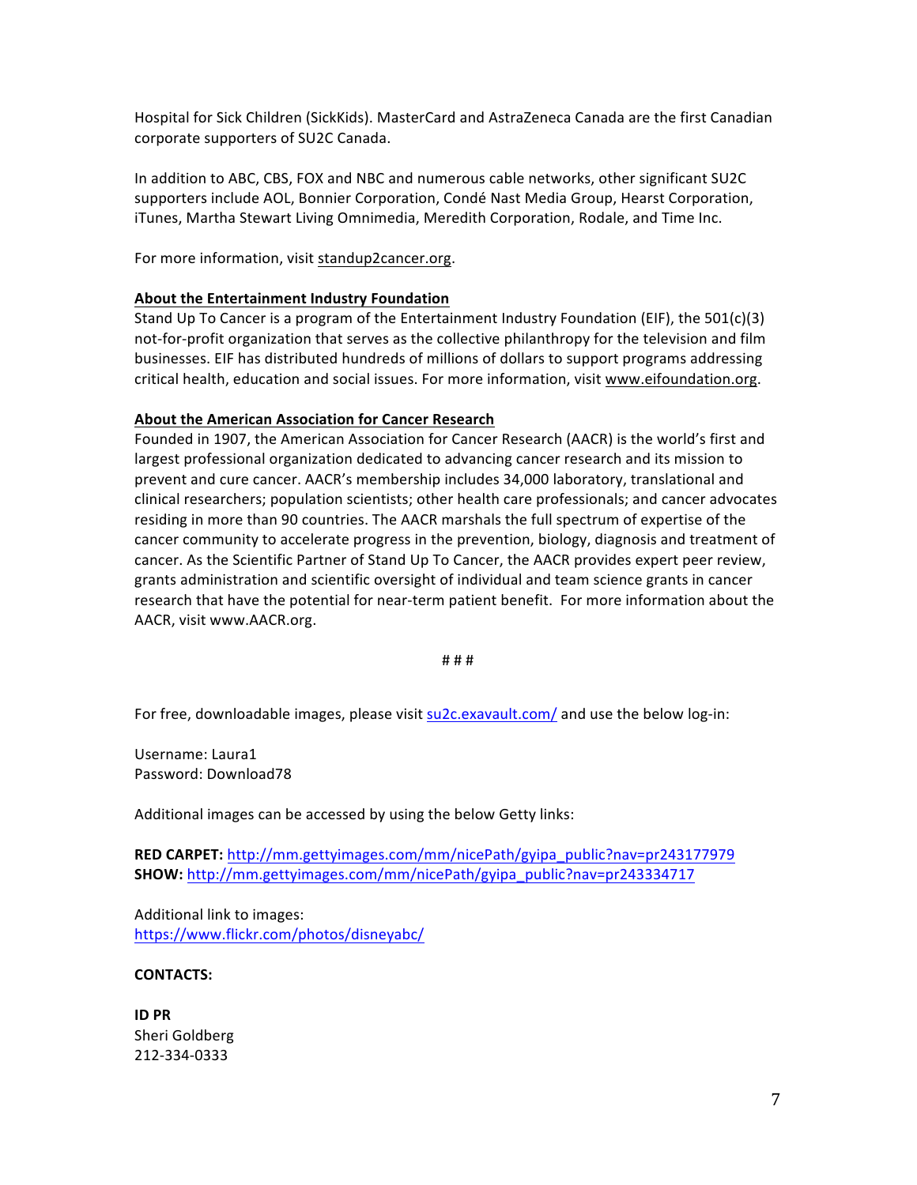Hospital for Sick Children (SickKids). MasterCard and AstraZeneca Canada are the first Canadian corporate supporters of SU2C Canada.

In addition to ABC, CBS, FOX and NBC and numerous cable networks, other significant SU2C supporters include AOL, Bonnier Corporation, Condé Nast Media Group, Hearst Corporation, iTunes, Martha Stewart Living Omnimedia, Meredith Corporation, Rodale, and Time Inc.

For more information, visit standup2cancer.org.

**About the Entertainment Industry Foundation**

Stand Up To Cancer is a program of the Entertainment Industry Foundation (EIF), the 501(c)(3) not-for-profit organization that serves as the collective philanthropy for the television and film businesses. EIF has distributed hundreds of millions of dollars to support programs addressing critical health, education and social issues. For more information, visit www.eifoundation.org.

**About the American Association for Cancer Research**

Founded in 1907, the American Association for Cancer Research (AACR) is the world's first and largest professional organization dedicated to advancing cancer research and its mission to prevent and cure cancer. AACR's membership includes 34,000 laboratory, translational and clinical researchers; population scientists; other health care professionals; and cancer advocates residing in more than 90 countries. The AACR marshals the full spectrum of expertise of the cancer community to accelerate progress in the prevention, biology, diagnosis and treatment of cancer. As the Scientific Partner of Stand Up To Cancer, the AACR provides expert peer review, grants administration and scientific oversight of individual and team science grants in cancer research that have the potential for near-term patient benefit. For more information about the AACR, visit www.AACR.org.

# # #

For free, downloadable images, please visit su2c.exavault.com/ and use the below log-in:

Username: Laura1
Password: Download78

Additional images can be accessed by using the below Getty links:

**RED CARPET:** http://mm.gettyimages.com/mm/nicePath/gyipa_public?nav=pr243177979
**SHOW:** http://mm.gettyimages.com/mm/nicePath/gyipa_public?nav=pr243334717

Additional link to images:
https://www.flickr.com/photos/disneyabc/

**CONTACTS:**

**ID PR**
Sheri Goldberg
212-334-0333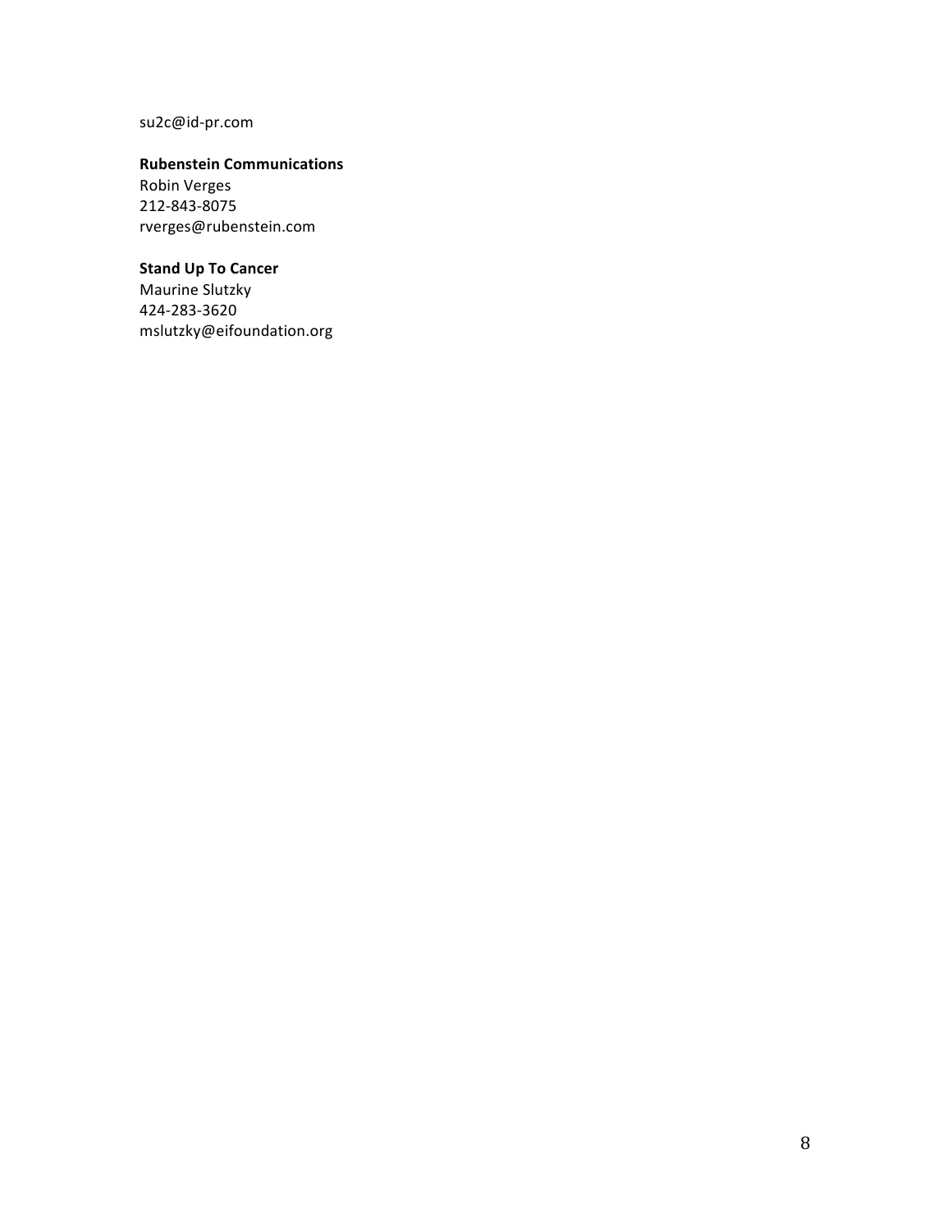su2c@id-pr.com

**Rubenstein Communications**
Robin Verges
212-843-8075
rverges@rubenstein.com

**Stand Up To Cancer**
Maurine Slutzky
424-283-3620
mslutzky@eifoundation.org